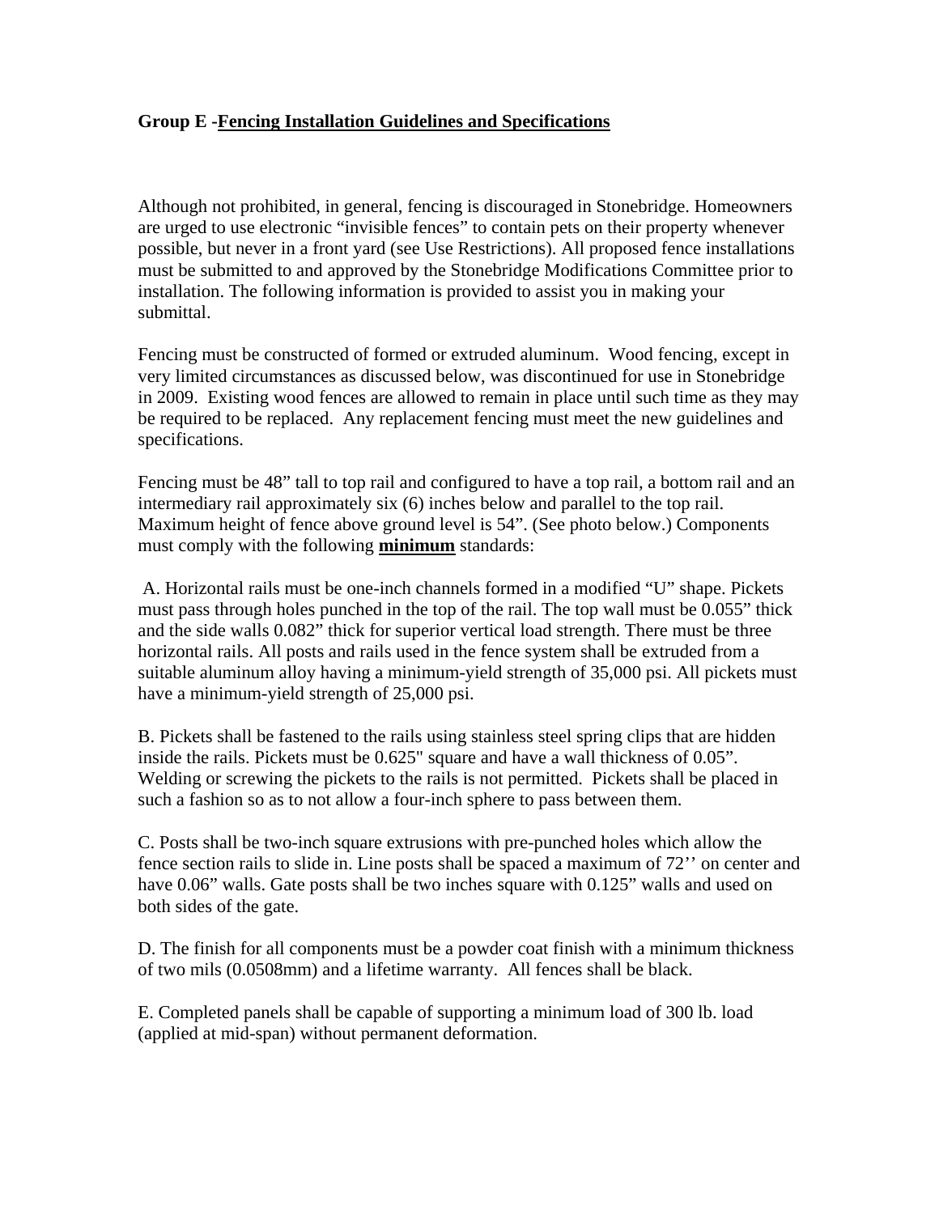## Group E -<u>Fencing Installation Guidelines and Specifications</u>

Although not prohibited, in general, fencing is discouraged in Stonebridge. Homeowners are urged to use electronic “invisible fences” to contain pets on their property whenever possible, but never in a front yard (see Use Restrictions). All proposed fence installations must be submitted to and approved by the Stonebridge Modifications Committee prior to installation. The following information is provided to assist you in making your submittal.

Fencing must be constructed of formed or extruded aluminum. Wood fencing, except in very limited circumstances as discussed below, was discontinued for use in Stonebridge in 2009. Existing wood fences are allowed to remain in place until such time as they may be required to be replaced. Any replacement fencing must meet the new guidelines and specifications.

Fencing must be 48” tall to top rail and configured to have a top rail, a bottom rail and an intermediary rail approximately six (6) inches below and parallel to the top rail. Maximum height of fence above ground level is 54”. (See photo below.) Components must comply with the following <u>**minimum**</u> standards:

A. Horizontal rails must be one-inch channels formed in a modified “U” shape. Pickets must pass through holes punched in the top of the rail. The top wall must be 0.055” thick and the side walls 0.082” thick for superior vertical load strength. There must be three horizontal rails. All posts and rails used in the fence system shall be extruded from a suitable aluminum alloy having a minimum-yield strength of 35,000 psi. All pickets must have a minimum-yield strength of 25,000 psi.

B. Pickets shall be fastened to the rails using stainless steel spring clips that are hidden inside the rails. Pickets must be 0.625" square and have a wall thickness of 0.05”. Welding or screwing the pickets to the rails is not permitted. Pickets shall be placed in such a fashion so as to not allow a four-inch sphere to pass between them.

C. Posts shall be two-inch square extrusions with pre-punched holes which allow the fence section rails to slide in. Line posts shall be spaced a maximum of 72’’ on center and have 0.06” walls. Gate posts shall be two inches square with 0.125” walls and used on both sides of the gate.

D. The finish for all components must be a powder coat finish with a minimum thickness of two mils (0.0508mm) and a lifetime warranty. All fences shall be black.

E. Completed panels shall be capable of supporting a minimum load of 300 lb. load (applied at mid-span) without permanent deformation.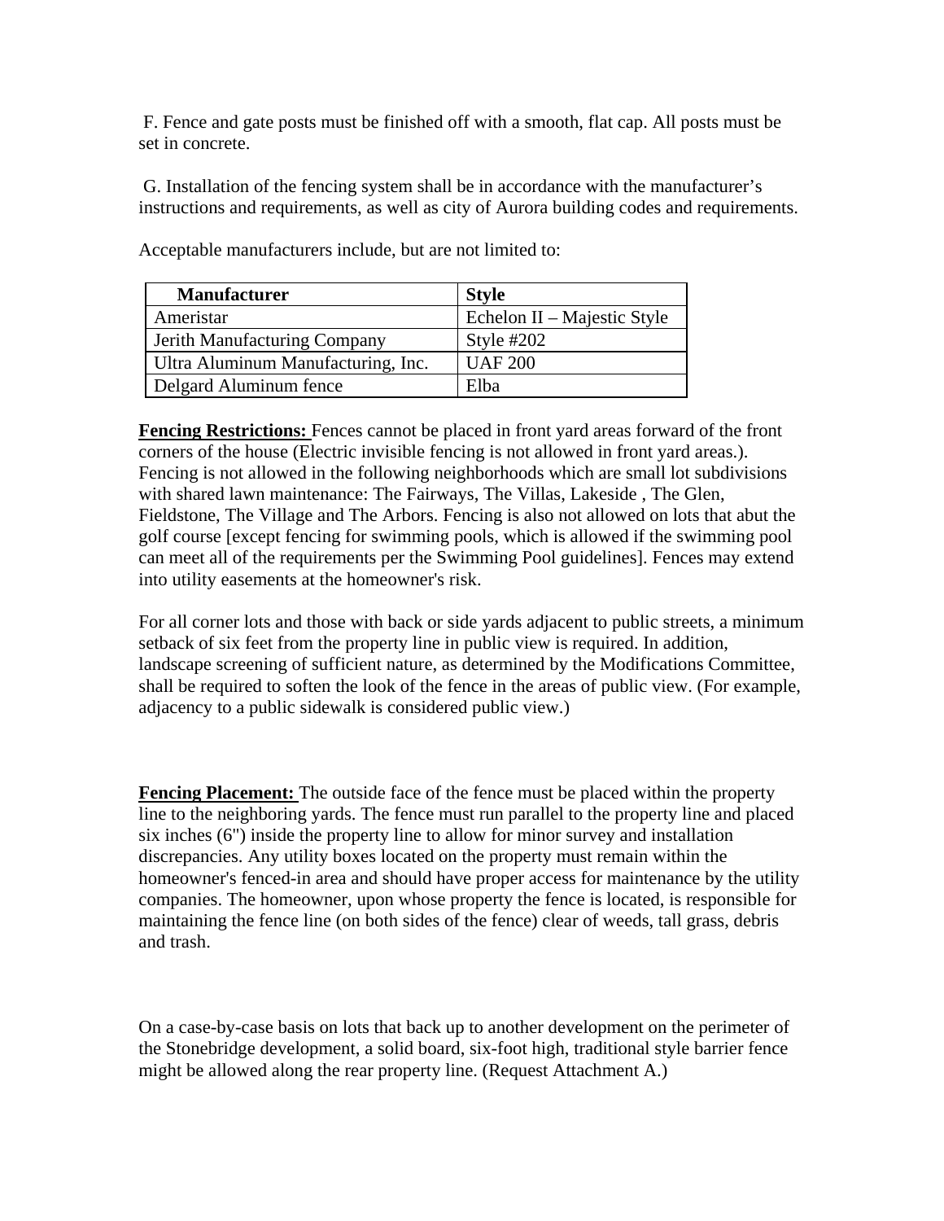F. Fence and gate posts must be finished off with a smooth, flat cap. All posts must be set in concrete.

G. Installation of the fencing system shall be in accordance with the manufacturer's instructions and requirements, as well as city of Aurora building codes and requirements.

Acceptable manufacturers include, but are not limited to:

| Manufacturer | Style |
| --- | --- |
| Ameristar | Echelon II – Majestic Style |
| Jerith Manufacturing Company | Style #202 |
| Ultra Aluminum Manufacturing, Inc. | UAF 200 |
| Delgard Aluminum fence | Elba |

**Fencing Restrictions:** Fences cannot be placed in front yard areas forward of the front corners of the house (Electric invisible fencing is not allowed in front yard areas.). Fencing is not allowed in the following neighborhoods which are small lot subdivisions with shared lawn maintenance: The Fairways, The Villas, Lakeside , The Glen, Fieldstone, The Village and The Arbors. Fencing is also not allowed on lots that abut the golf course [except fencing for swimming pools, which is allowed if the swimming pool can meet all of the requirements per the Swimming Pool guidelines]. Fences may extend into utility easements at the homeowner's risk.

For all corner lots and those with back or side yards adjacent to public streets, a minimum setback of six feet from the property line in public view is required. In addition, landscape screening of sufficient nature, as determined by the Modifications Committee, shall be required to soften the look of the fence in the areas of public view. (For example, adjacency to a public sidewalk is considered public view.)

**Fencing Placement:** The outside face of the fence must be placed within the property line to the neighboring yards. The fence must run parallel to the property line and placed six inches (6") inside the property line to allow for minor survey and installation discrepancies. Any utility boxes located on the property must remain within the homeowner's fenced-in area and should have proper access for maintenance by the utility companies. The homeowner, upon whose property the fence is located, is responsible for maintaining the fence line (on both sides of the fence) clear of weeds, tall grass, debris and trash.

On a case-by-case basis on lots that back up to another development on the perimeter of the Stonebridge development, a solid board, six-foot high, traditional style barrier fence might be allowed along the rear property line. (Request Attachment A.)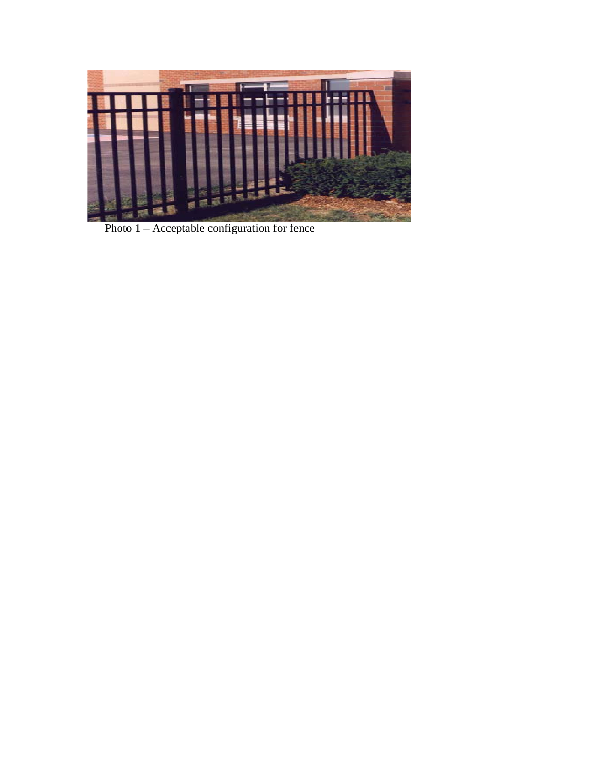Photo 1 – Acceptable configuration for fence